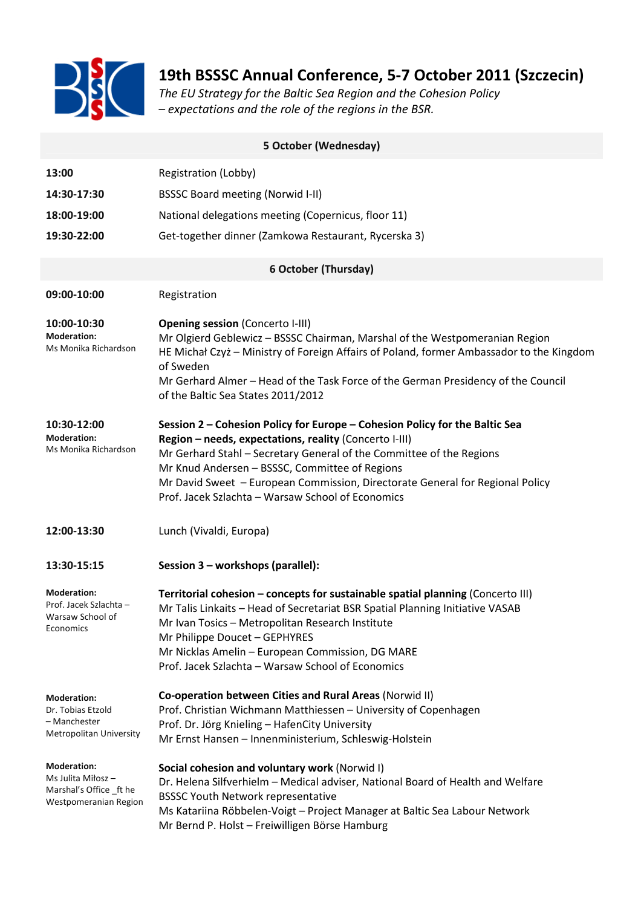# 19th BSSSC Annual Conference, 5-7 October 2011 (Szczecin)

*The EU Strategy for the Baltic Sea Region and the Cohesion Policy – expectations and the role of the regions in the BSR.*

## 5 October (Wednesday)

| | |
|---|---|
| **13:00** | Registration (Lobby) |
| **14:30-17:30** | BSSSC Board meeting (Norwid I-II) |
| **18:00-19:00** | National delegations meeting (Copernicus, floor 11) |
| **19:30-22:00** | Get-together dinner (Zamkowa Restaurant, Rycerska 3) |

## 6 October (Thursday)

| | |
|---|---|
| **09:00-10:00** | Registration |
| **10:00-10:30**<br>**Moderation:**<br>Ms Monika Richardson | **Opening session** (Concerto I-III)<br>Mr Olgierd Geblewicz – BSSSC Chairman, Marshal of the Westpomeranian Region<br>HE Michał Czyż – Ministry of Foreign Affairs of Poland, former Ambassador to the Kingdom of Sweden<br>Mr Gerhard Almer – Head of the Task Force of the German Presidency of the Council of the Baltic Sea States 2011/2012 |
| **10:30-12:00**<br>**Moderation:**<br>Ms Monika Richardson | **Session 2 – Cohesion Policy for Europe – Cohesion Policy for the Baltic Sea Region – needs, expectations, reality** (Concerto I-III)<br>Mr Gerhard Stahl – Secretary General of the Committee of the Regions<br>Mr Knud Andersen – BSSSC, Committee of Regions<br>Mr David Sweet – European Commission, Directorate General for Regional Policy<br>Prof. Jacek Szlachta – Warsaw School of Economics |
| **12:00-13:30** | Lunch (Vivaldi, Europa) |
| **13:30-15:15** | **Session 3 – workshops (parallel):** |
| **Moderation:**<br>Prof. Jacek Szlachta – Warsaw School of Economics | **Territorial cohesion – concepts for sustainable spatial planning** (Concerto III)<br>Mr Talis Linkaits – Head of Secretariat BSR Spatial Planning Initiative VASAB<br>Mr Ivan Tosics – Metropolitan Research Institute<br>Mr Philippe Doucet – GEPHYRES<br>Mr Nicklas Amelin – European Commission, DG MARE<br>Prof. Jacek Szlachta – Warsaw School of Economics |
| **Moderation:**<br>Dr. Tobias Etzold – Manchester Metropolitan University | **Co-operation between Cities and Rural Areas** (Norwid II)<br>Prof. Christian Wichmann Matthiessen – University of Copenhagen<br>Prof. Dr. Jörg Knieling – HafenCity University<br>Mr Ernst Hansen – Innenministerium, Schleswig-Holstein |
| **Moderation:**<br>Ms Julita Miłosz – Marshal's Office _ft he Westpomeranian Region | **Social cohesion and voluntary work** (Norwid I)<br>Dr. Helena Silfverhielm – Medical adviser, National Board of Health and Welfare<br>BSSSC Youth Network representative<br>Ms Katariina Röbbelen-Voigt – Project Manager at Baltic Sea Labour Network<br>Mr Bernd P. Holst – Freiwilligen Börse Hamburg |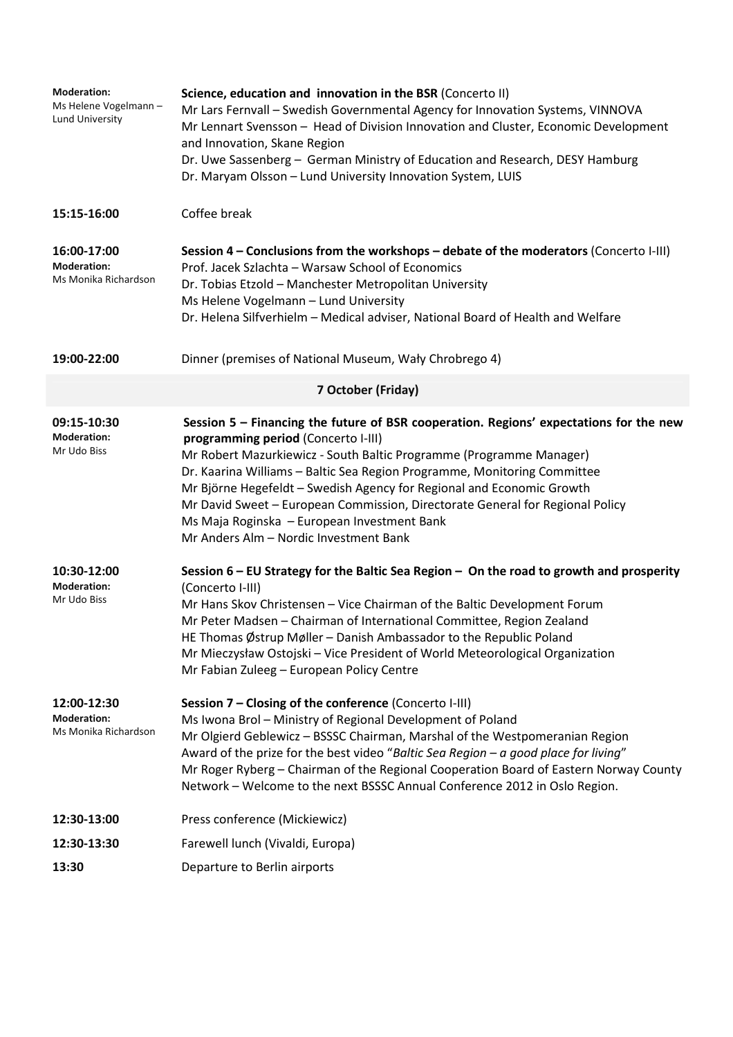**Moderation:**
Ms Helene Vogelmann – Lund University

**Science, education and innovation in the BSR** (Concerto II)
Mr Lars Fernvall – Swedish Governmental Agency for Innovation Systems, VINNOVA
Mr Lennart Svensson – Head of Division Innovation and Cluster, Economic Development and Innovation, Skane Region
Dr. Uwe Sassenberg – German Ministry of Education and Research, DESY Hamburg
Dr. Maryam Olsson – Lund University Innovation System, LUIS

**15:15-16:00**
Coffee break

**16:00-17:00**
**Moderation:**
Ms Monika Richardson

**Session 4 – Conclusions from the workshops – debate of the moderators** (Concerto I-III)
Prof. Jacek Szlachta – Warsaw School of Economics
Dr. Tobias Etzold – Manchester Metropolitan University
Ms Helene Vogelmann – Lund University
Dr. Helena Silfverhielm – Medical adviser, National Board of Health and Welfare

**19:00-22:00**
Dinner (premises of National Museum, Wały Chrobrego 4)

## 7 October (Friday)

**09:15-10:30**
**Moderation:**
Mr Udo Biss

**Session 5 – Financing the future of BSR cooperation. Regions' expectations for the new programming period** (Concerto I-III)
Mr Robert Mazurkiewicz - South Baltic Programme (Programme Manager)
Dr. Kaarina Williams – Baltic Sea Region Programme, Monitoring Committee
Mr Björne Hegefeldt – Swedish Agency for Regional and Economic Growth
Mr David Sweet – European Commission, Directorate General for Regional Policy
Ms Maja Roginska – European Investment Bank
Mr Anders Alm – Nordic Investment Bank

**10:30-12:00**
**Moderation:**
Mr Udo Biss

**Session 6 – EU Strategy for the Baltic Sea Region – On the road to growth and prosperity** (Concerto I-III)
Mr Hans Skov Christensen – Vice Chairman of the Baltic Development Forum
Mr Peter Madsen – Chairman of International Committee, Region Zealand
HE Thomas Østrup Møller – Danish Ambassador to the Republic Poland
Mr Mieczysław Ostojski – Vice President of World Meteorological Organization
Mr Fabian Zuleeg – European Policy Centre

**12:00-12:30**
**Moderation:**
Ms Monika Richardson

**Session 7 – Closing of the conference** (Concerto I-III)
Ms Iwona Brol – Ministry of Regional Development of Poland
Mr Olgierd Geblewicz – BSSSC Chairman, Marshal of the Westpomeranian Region
Award of the prize for the best video "*Baltic Sea Region – a good place for living*"
Mr Roger Ryberg – Chairman of the Regional Cooperation Board of Eastern Norway County Network – Welcome to the next BSSSC Annual Conference 2012 in Oslo Region.

**12:30-13:00**
Press conference (Mickiewicz)

**12:30-13:30**
Farewell lunch (Vivaldi, Europa)

**13:30**
Departure to Berlin airports